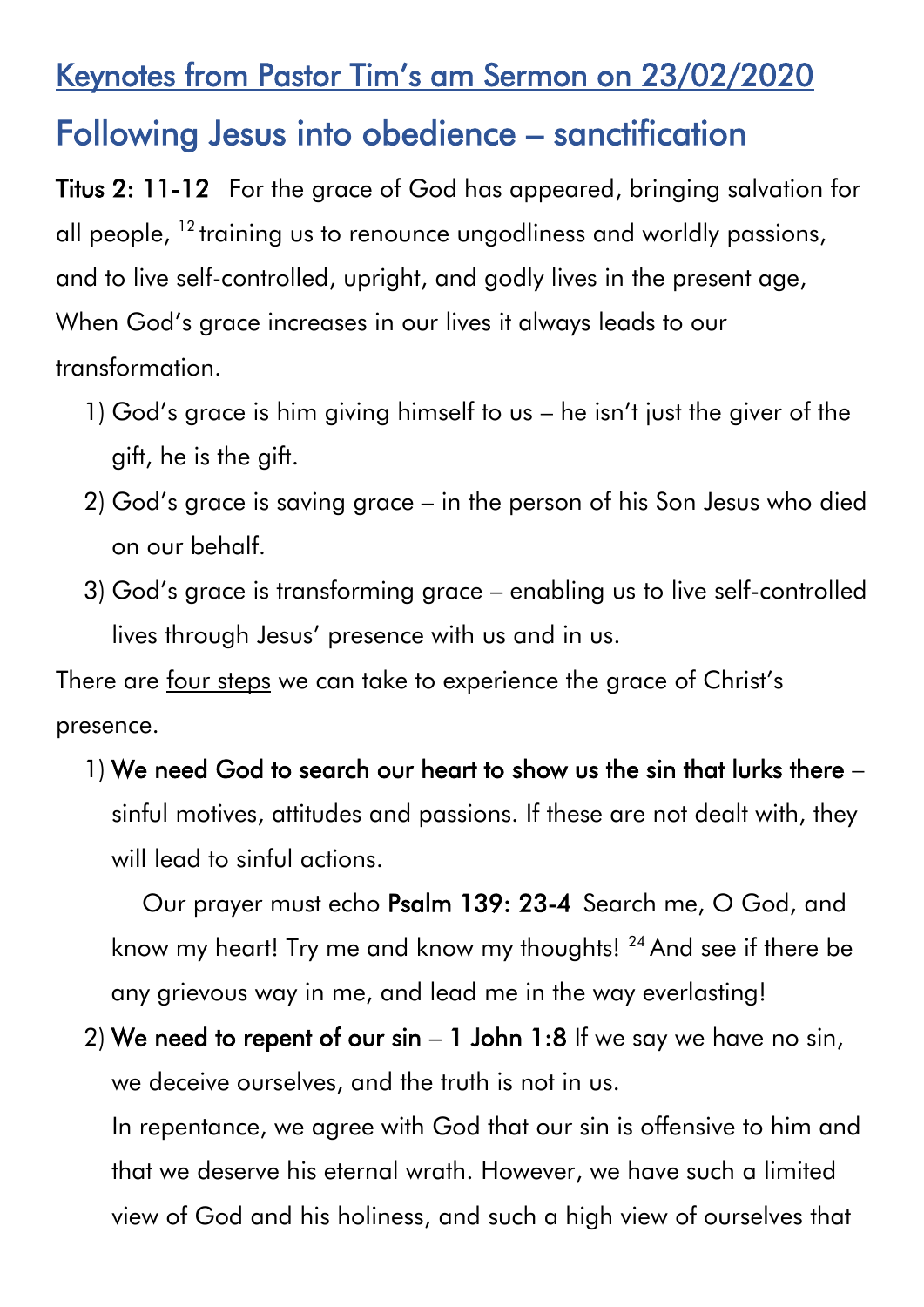# <u>Keynotes from Pastor Tim's am Sermon on 23/02/2020</u>

## Following Jesus into obedience – sanctification

**Titus 2: 11-12** For the grace of God has appeared, bringing salvation for all people, [12] training us to renounce ungodliness and worldly passions, and to live self-controlled, upright, and godly lives in the present age,
When God's grace increases in our lives it always leads to our transformation.

1) God's grace is him giving himself to us – he isn't just the giver of the gift, he is the gift.
2) God's grace is saving grace – in the person of his Son Jesus who died on our behalf.
3) God's grace is transforming grace – enabling us to live self-controlled lives through Jesus' presence with us and in us.

There are <u>four steps</u> we can take to experience the grace of Christ's presence.

1) **We need God to search our heart to show us the sin that lurks there** – sinful motives, attitudes and passions. If these are not dealt with, they will lead to sinful actions.

   Our prayer must echo **Psalm 139: 23-4** Search me, O God, and know my heart! Try me and know my thoughts! [24] And see if there be any grievous way in me, and lead me in the way everlasting!

2) **We need to repent of our sin** – **1 John 1:8** If we say we have no sin, we deceive ourselves, and the truth is not in us.
   In repentance, we agree with God that our sin is offensive to him and that we deserve his eternal wrath. However, we have such a limited view of God and his holiness, and such a high view of ourselves that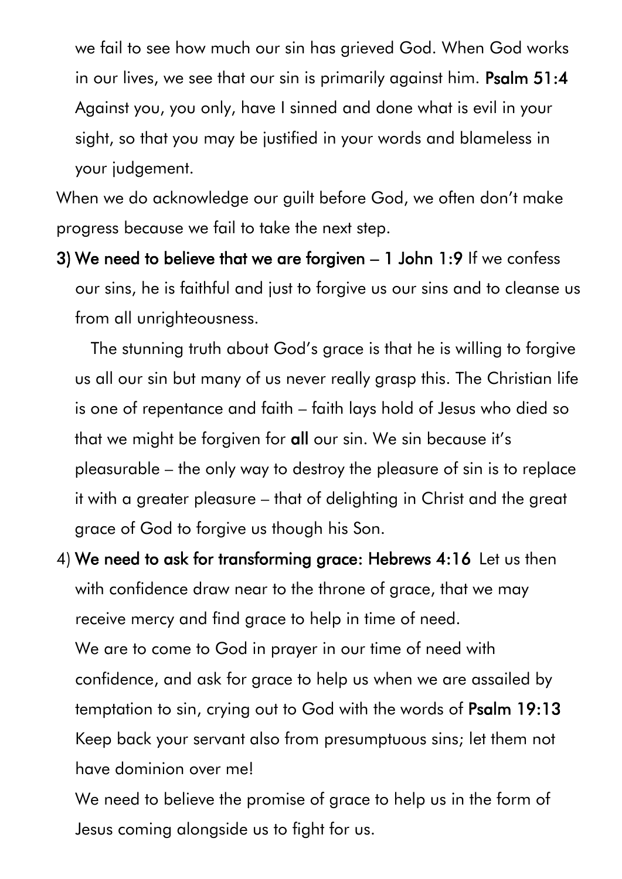we fail to see how much our sin has grieved God. When God works in our lives, we see that our sin is primarily against him. **Psalm 51:4** Against you, you only, have I sinned and done what is evil in your sight, so that you may be justified in your words and blameless in your judgement.

When we do acknowledge our guilt before God, we often don't make progress because we fail to take the next step.

3) **We need to believe that we are forgiven – 1 John 1:9** If we confess our sins, he is faithful and just to forgive us our sins and to cleanse us from all unrighteousness.

   The stunning truth about God's grace is that he is willing to forgive us all our sin but many of us never really grasp this. The Christian life is one of repentance and faith – faith lays hold of Jesus who died so that we might be forgiven for **all** our sin. We sin because it's pleasurable – the only way to destroy the pleasure of sin is to replace it with a greater pleasure – that of delighting in Christ and the great grace of God to forgive us though his Son.

4) **We need to ask for transforming grace: Hebrews 4:16** Let us then with confidence draw near to the throne of grace, that we may receive mercy and find grace to help in time of need.

   We are to come to God in prayer in our time of need with confidence, and ask for grace to help us when we are assailed by temptation to sin, crying out to God with the words of **Psalm 19:13** Keep back your servant also from presumptuous sins; let them not have dominion over me!

   We need to believe the promise of grace to help us in the form of Jesus coming alongside us to fight for us.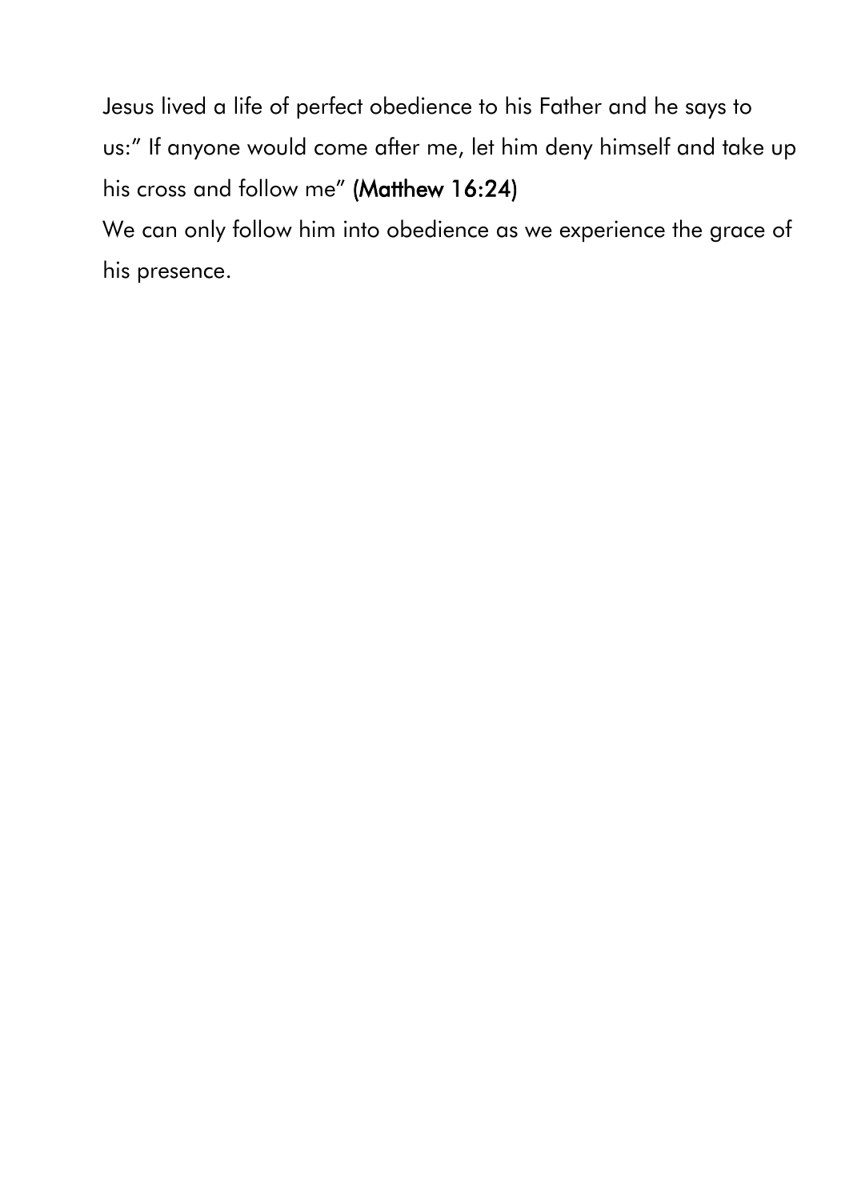Jesus lived a life of perfect obedience to his Father and he says to us:" If anyone would come after me, let him deny himself and take up his cross and follow me" **(Matthew 16:24)**

We can only follow him into obedience as we experience the grace of his presence.